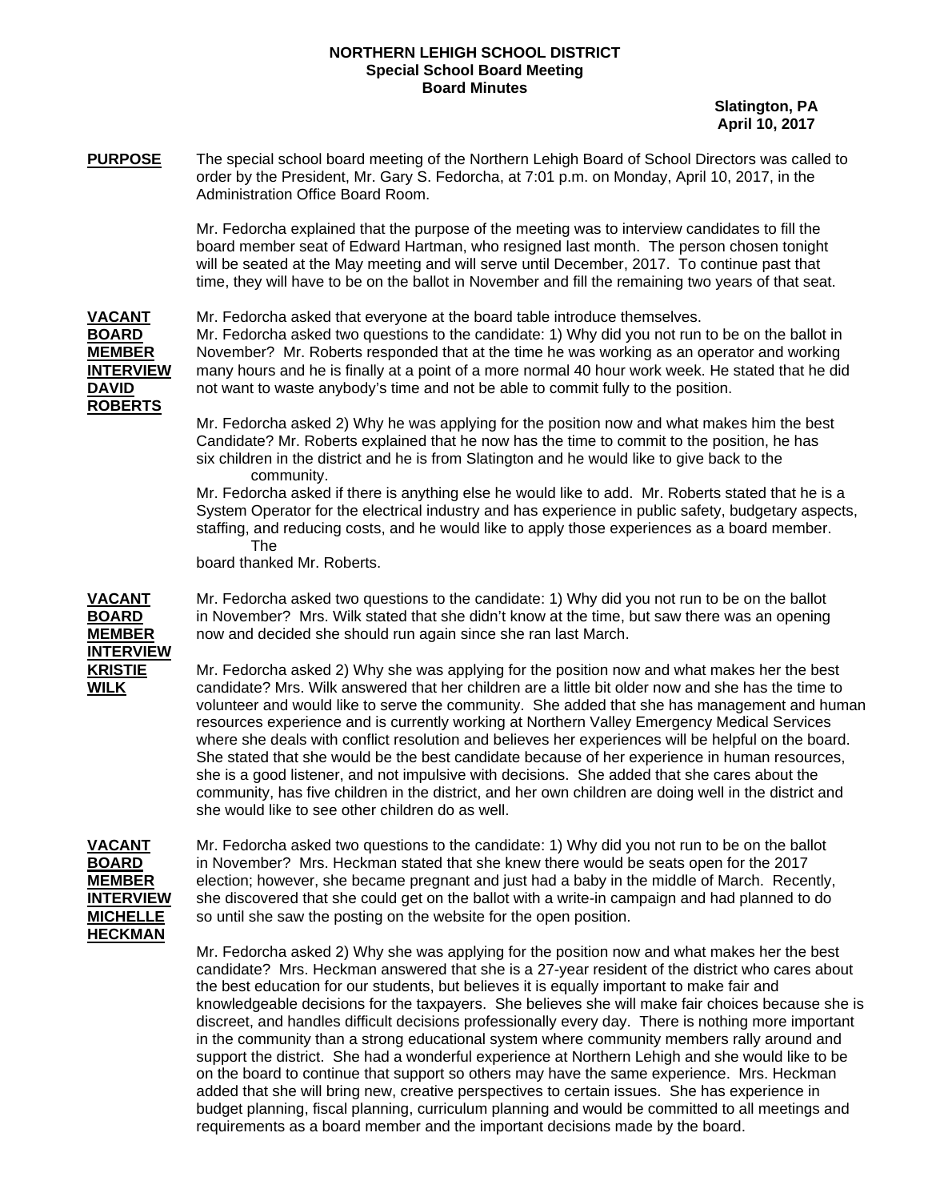**NORTHERN LEHIGH SCHOOL DISTRICT**
**Special School Board Meeting**
**Board Minutes**

**Slatington, PA**
**April 10, 2017**

**PURPOSE**

The special school board meeting of the Northern Lehigh Board of School Directors was called to order by the President, Mr. Gary S. Fedorcha, at 7:01 p.m. on Monday, April 10, 2017, in the Administration Office Board Room.

Mr. Fedorcha explained that the purpose of the meeting was to interview candidates to fill the board member seat of Edward Hartman, who resigned last month. The person chosen tonight will be seated at the May meeting and will serve until December, 2017. To continue past that time, they will have to be on the ballot in November and fill the remaining two years of that seat.

**VACANT BOARD MEMBER INTERVIEW DAVID ROBERTS**

Mr. Fedorcha asked that everyone at the board table introduce themselves.
Mr. Fedorcha asked two questions to the candidate: 1) Why did you not run to be on the ballot in November? Mr. Roberts responded that at the time he was working as an operator and working many hours and he is finally at a point of a more normal 40 hour work week. He stated that he did not want to waste anybody's time and not be able to commit fully to the position.

Mr. Fedorcha asked 2) Why he was applying for the position now and what makes him the best Candidate? Mr. Roberts explained that he now has the time to commit to the position, he has six children in the district and he is from Slatington and he would like to give back to the community.
Mr. Fedorcha asked if there is anything else he would like to add. Mr. Roberts stated that he is a System Operator for the electrical industry and has experience in public safety, budgetary aspects, staffing, and reducing costs, and he would like to apply those experiences as a board member. The board thanked Mr. Roberts.

**VACANT BOARD MEMBER INTERVIEW KRISTIE WILK**

Mr. Fedorcha asked two questions to the candidate: 1) Why did you not run to be on the ballot in November? Mrs. Wilk stated that she didn't know at the time, but saw there was an opening now and decided she should run again since she ran last March.

Mr. Fedorcha asked 2) Why she was applying for the position now and what makes her the best candidate? Mrs. Wilk answered that her children are a little bit older now and she has the time to volunteer and would like to serve the community. She added that she has management and human resources experience and is currently working at Northern Valley Emergency Medical Services where she deals with conflict resolution and believes her experiences will be helpful on the board. She stated that she would be the best candidate because of her experience in human resources, she is a good listener, and not impulsive with decisions. She added that she cares about the community, has five children in the district, and her own children are doing well in the district and she would like to see other children do as well.

**VACANT BOARD MEMBER INTERVIEW MICHELLE HECKMAN**

Mr. Fedorcha asked two questions to the candidate: 1) Why did you not run to be on the ballot in November? Mrs. Heckman stated that she knew there would be seats open for the 2017 election; however, she became pregnant and just had a baby in the middle of March. Recently, she discovered that she could get on the ballot with a write-in campaign and had planned to do so until she saw the posting on the website for the open position.

Mr. Fedorcha asked 2) Why she was applying for the position now and what makes her the best candidate? Mrs. Heckman answered that she is a 27-year resident of the district who cares about the best education for our students, but believes it is equally important to make fair and knowledgeable decisions for the taxpayers. She believes she will make fair choices because she is discreet, and handles difficult decisions professionally every day. There is nothing more important in the community than a strong educational system where community members rally around and support the district. She had a wonderful experience at Northern Lehigh and she would like to be on the board to continue that support so others may have the same experience. Mrs. Heckman added that she will bring new, creative perspectives to certain issues. She has experience in budget planning, fiscal planning, curriculum planning and would be committed to all meetings and requirements as a board member and the important decisions made by the board.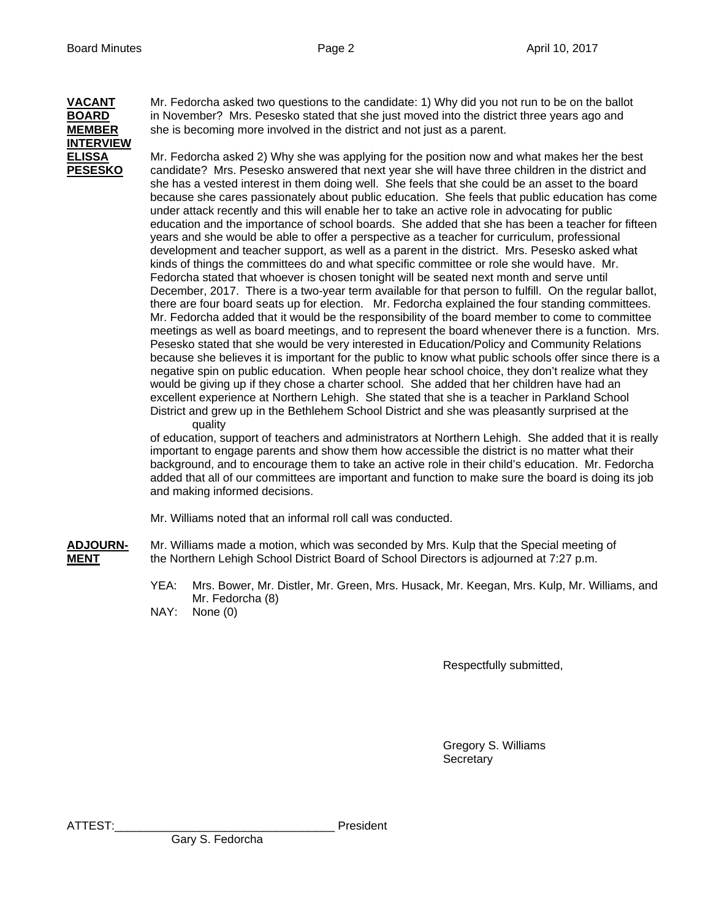**VACANT BOARD MEMBER INTERVIEW ELISSA PESESKO**

Mr. Fedorcha asked two questions to the candidate: 1) Why did you not run to be on the ballot in November? Mrs. Pesesko stated that she just moved into the district three years ago and she is becoming more involved in the district and not just as a parent.

Mr. Fedorcha asked 2) Why she was applying for the position now and what makes her the best candidate? Mrs. Pesesko answered that next year she will have three children in the district and she has a vested interest in them doing well. She feels that she could be an asset to the board because she cares passionately about public education. She feels that public education has come under attack recently and this will enable her to take an active role in advocating for public education and the importance of school boards. She added that she has been a teacher for fifteen years and she would be able to offer a perspective as a teacher for curriculum, professional development and teacher support, as well as a parent in the district. Mrs. Pesesko asked what kinds of things the committees do and what specific committee or role she would have. Mr. Fedorcha stated that whoever is chosen tonight will be seated next month and serve until December, 2017. There is a two-year term available for that person to fulfill. On the regular ballot, there are four board seats up for election. Mr. Fedorcha explained the four standing committees. Mr. Fedorcha added that it would be the responsibility of the board member to come to committee meetings as well as board meetings, and to represent the board whenever there is a function. Mrs. Pesesko stated that she would be very interested in Education/Policy and Community Relations because she believes it is important for the public to know what public schools offer since there is a negative spin on public education. When people hear school choice, they don't realize what they would be giving up if they chose a charter school. She added that her children have had an excellent experience at Northern Lehigh. She stated that she is a teacher in Parkland School District and grew up in the Bethlehem School District and she was pleasantly surprised at the quality of education, support of teachers and administrators at Northern Lehigh. She added that it is really important to engage parents and show them how accessible the district is no matter what their background, and to encourage them to take an active role in their child's education. Mr. Fedorcha added that all of our committees are important and function to make sure the board is doing its job and making informed decisions.

Mr. Williams noted that an informal roll call was conducted.

**ADJOURNMENT**

Mr. Williams made a motion, which was seconded by Mrs. Kulp that the Special meeting of the Northern Lehigh School District Board of School Directors is adjourned at 7:27 p.m.

YEA: Mrs. Bower, Mr. Distler, Mr. Green, Mrs. Husack, Mr. Keegan, Mrs. Kulp, Mr. Williams, and Mr. Fedorcha (8)
NAY: None (0)

Respectfully submitted,

Gregory S. Williams
Secretary

ATTEST:_________________________________ President
Gary S. Fedorcha